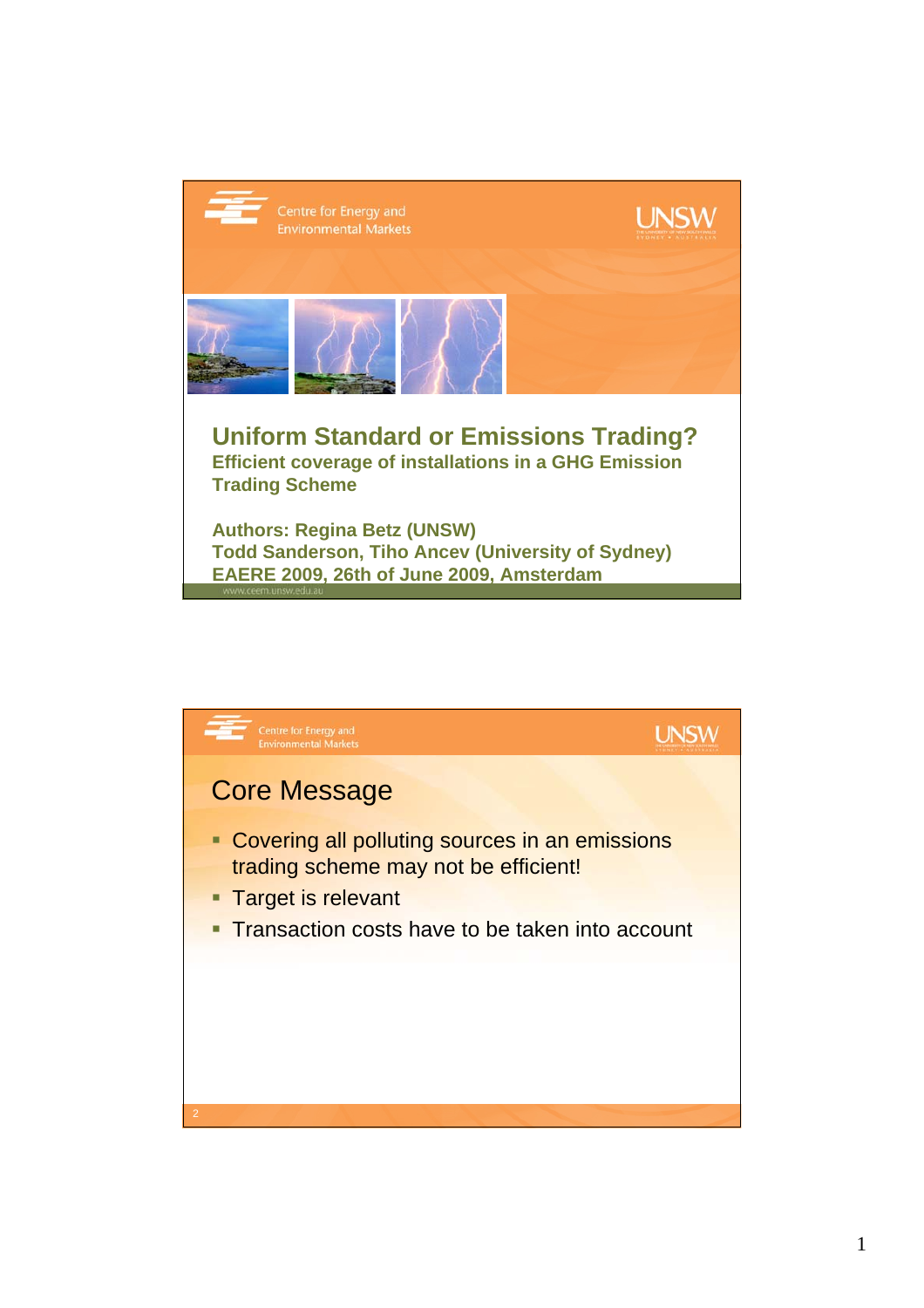Centre for Energy and Environmental Markets

UNSW

# Uniform Standard or Emissions Trading?

## Efficient coverage of installations in a GHG Emission Trading Scheme

**Authors: Regina Betz (UNSW)**
**Todd Sanderson, Tiho Ancev (University of Sydney)**
**EAERE 2009, 26th of June 2009, Amsterdam**

www.ceem.unsw.edu.au

---

Centre for Energy and Environmental Markets

UNSW

## Core Message

- Covering all polluting sources in an emissions trading scheme may not be efficient!
- Target is relevant
- Transaction costs have to be taken into account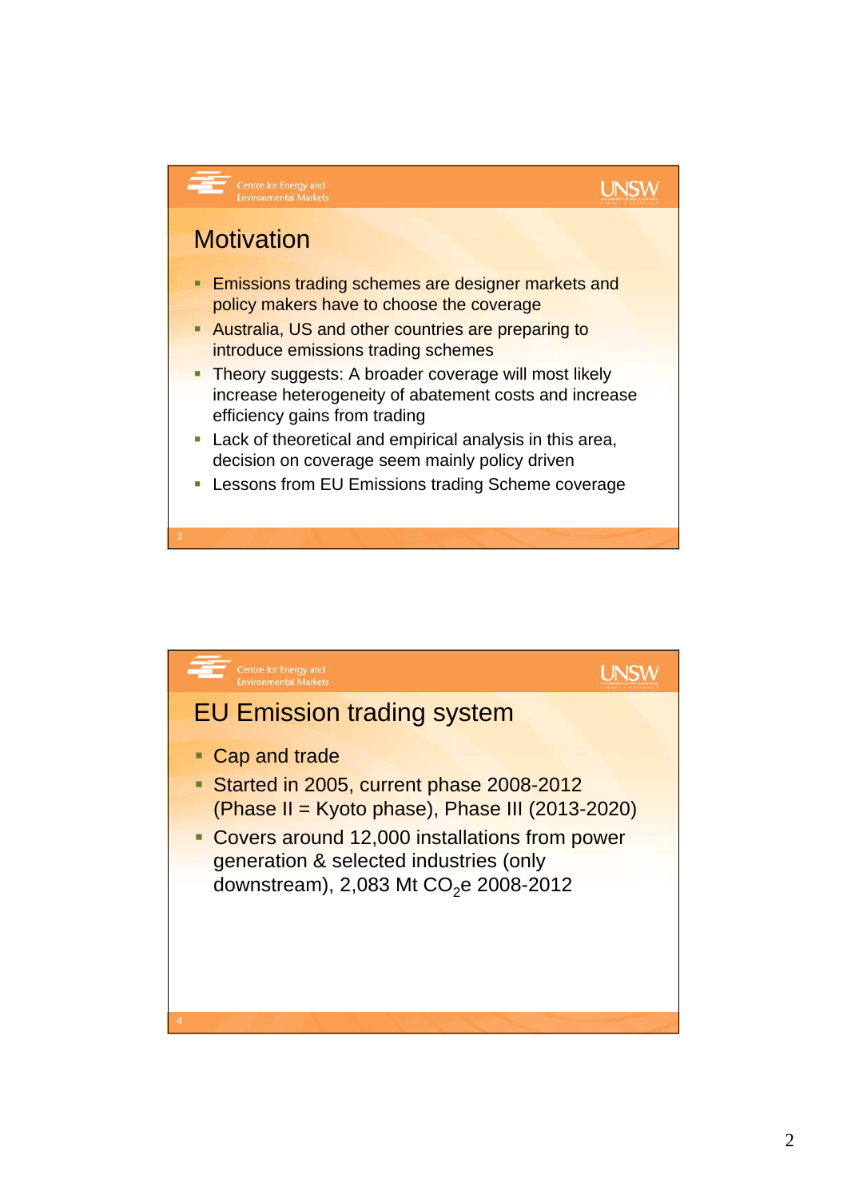## Motivation

- Emissions trading schemes are designer markets and policy makers have to choose the coverage
- Australia, US and other countries are preparing to introduce emissions trading schemes
- Theory suggests: A broader coverage will most likely increase heterogeneity of abatement costs and increase efficiency gains from trading
- Lack of theoretical and empirical analysis in this area, decision on coverage seem mainly policy driven
- Lessons from EU Emissions trading Scheme coverage

## EU Emission trading system

- Cap and trade
- Started in 2005, current phase 2008-2012 (Phase II = Kyoto phase), Phase III (2013-2020)
- Covers around 12,000 installations from power generation & selected industries (only downstream), 2,083 Mt $CO_2e$ 2008-2012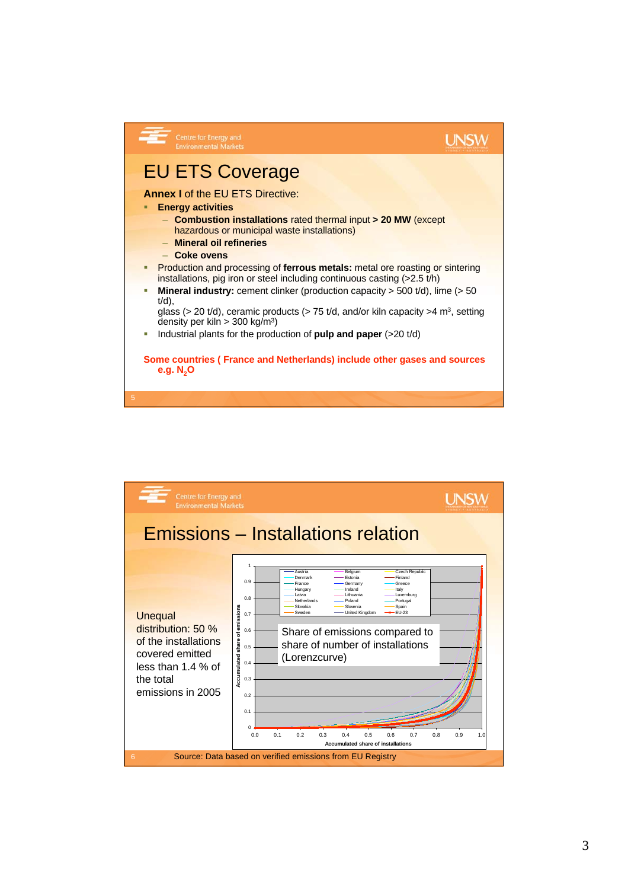# EU ETS Coverage

**Annex I** of the EU ETS Directive:

- **Energy activities**
  - **Combustion installations** rated thermal input **> 20 MW** (except hazardous or municipal waste installations)
  - **Mineral oil refineries**
  - **Coke ovens**
- Production and processing of **ferrous metals:** metal ore roasting or sintering installations, pig iron or steel including continuous casting (>2.5 t/h)
- **Mineral industry:** cement clinker (production capacity > 500 t/d), lime (> 50 t/d),
  glass (> 20 t/d), ceramic products (> 75 t/d, and/or kiln capacity >4 $m^3$, setting density per kiln > 300 kg/$m^3$)
- Industrial plants for the production of **pulp and paper** (>20 t/d)

**Some countries ( France and Netherlands) include other gases and sources e.g. $N_2O$**

# Emissions – Installations relation

Unequal distribution: 50 % of the installations covered emitted less than 1.4 % of the total emissions in 2005

Share of emissions compared to share of number of installations (Lorenzcurve)

Source: Data based on verified emissions from EU Registry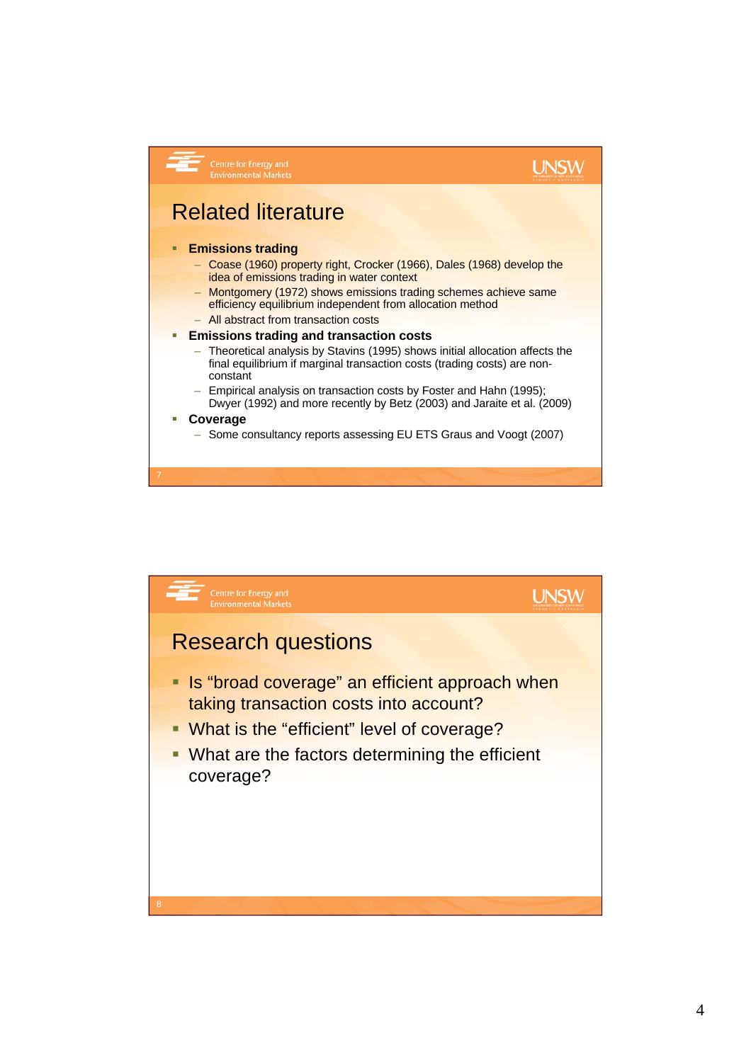## Related literature

- **Emissions trading**
  - Coase (1960) property right, Crocker (1966), Dales (1968) develop the idea of emissions trading in water context
  - Montgomery (1972) shows emissions trading schemes achieve same efficiency equilibrium independent from allocation method
  - All abstract from transaction costs
- **Emissions trading and transaction costs**
  - Theoretical analysis by Stavins (1995) shows initial allocation affects the final equilibrium if marginal transaction costs (trading costs) are non-constant
  - Empirical analysis on transaction costs by Foster and Hahn (1995); Dwyer (1992) and more recently by Betz (2003) and Jaraite et al. (2009)
- **Coverage**
  - Some consultancy reports assessing EU ETS Graus and Voogt (2007)

## Research questions

- Is “broad coverage” an efficient approach when taking transaction costs into account?
- What is the “efficient” level of coverage?
- What are the factors determining the efficient coverage?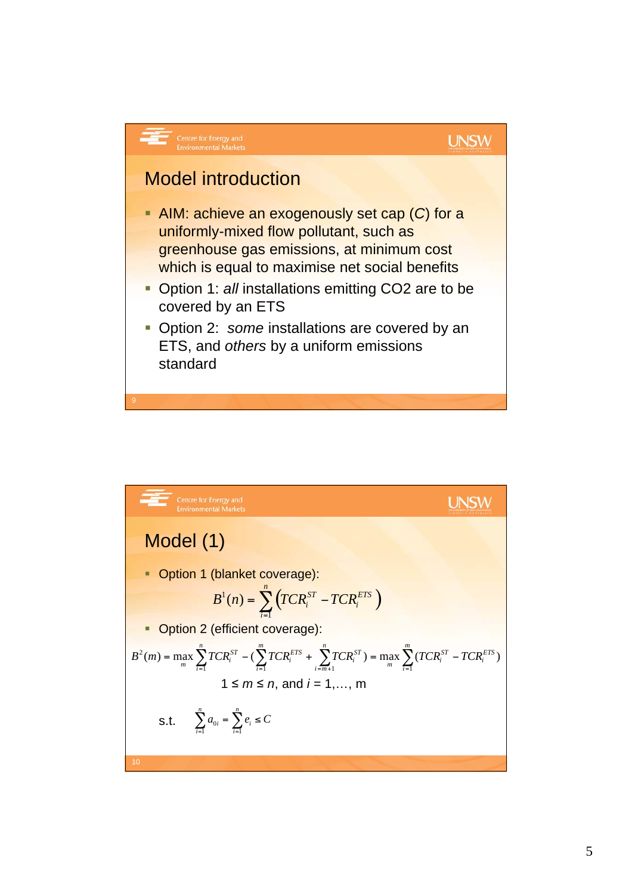## Model introduction

- AIM: achieve an exogenously set cap ($C$) for a uniformly-mixed flow pollutant, such as greenhouse gas emissions, at minimum cost which is equal to maximise net social benefits
- Option 1: *all* installations emitting CO2 are to be covered by an ETS
- Option 2: *some* installations are covered by an ETS, and *others* by a uniform emissions standard

## Model (1)

- Option 1 (blanket coverage):

$$B^1(n) = \sum_{i=1}^{n} \left( TCR_i^{ST} - TCR_i^{ETS} \right)$$

- Option 2 (efficient coverage):

$$B^2(m) = \max_m \sum_{i=1}^{n} TCR_i^{ST} - \left( \sum_{i=1}^{m} TCR_i^{ETS} + \sum_{i=m+1}^{n} TCR_i^{ST} \right) = \max_m \sum_{i=1}^{m} \left( TCR_i^{ST} - TCR_i^{ETS} \right)$$

$1 \leq m \leq n$, and $i = 1, \ldots, m$

s.t. $\quad \sum_{i=1}^{n} a_{0i} = \sum_{i=1}^{n} e_i \leq C$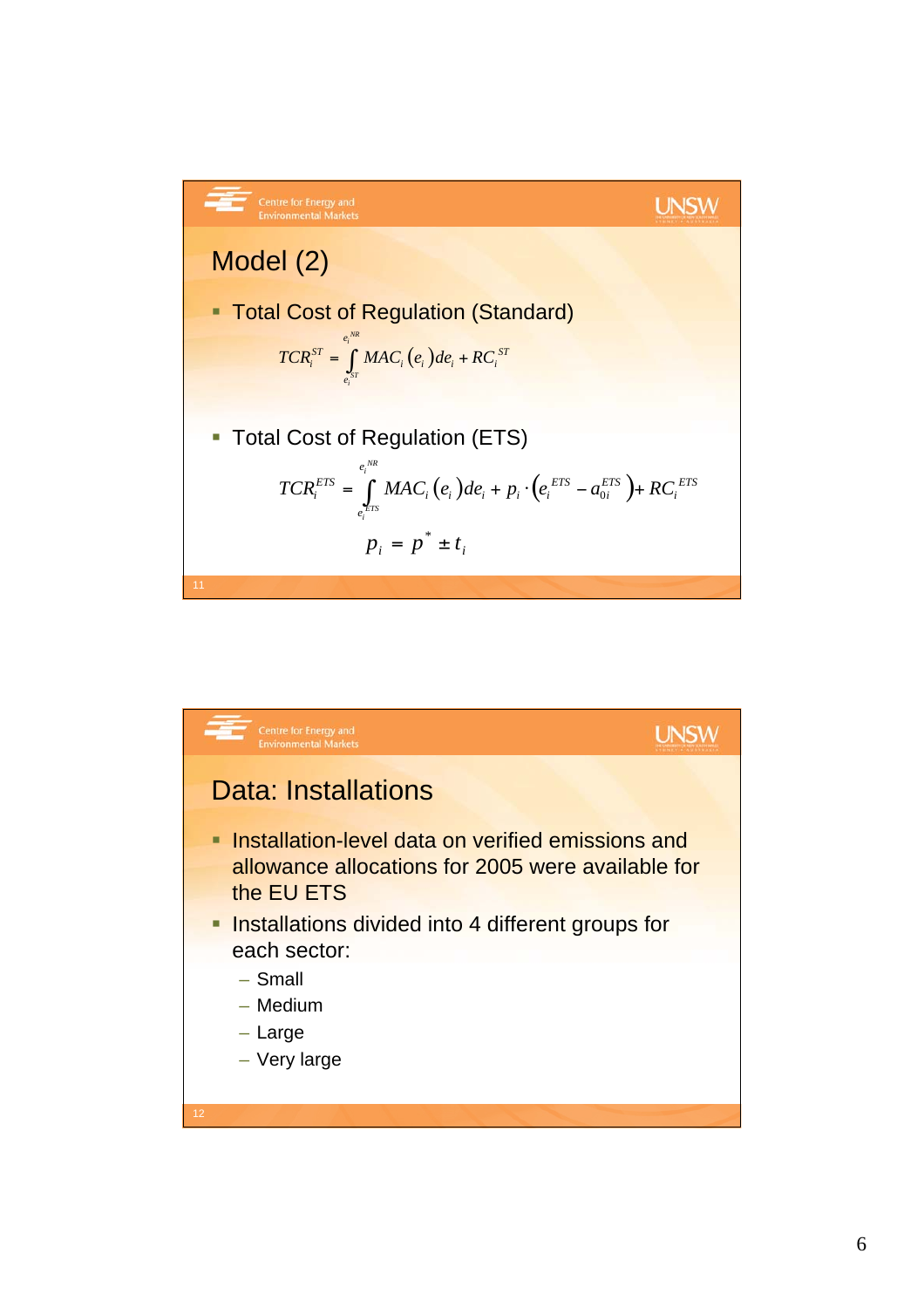## Model (2)

- Total Cost of Regulation (Standard)

$$TCR_i^{ST} = \int_{e_i^{ST}}^{e_i^{NR}} MAC_i(e_i)de_i + RC_i^{ST}$$

- Total Cost of Regulation (ETS)

$$TCR_i^{ETS} = \int_{e_i^{ETS}}^{e_i^{NR}} MAC_i(e_i)de_i + p_i \cdot \left(e_i^{ETS} - a_{0i}^{ETS}\right) + RC_i^{ETS}$$

$$p_i = p^* \pm t_i$$

## Data: Installations

- Installation-level data on verified emissions and allowance allocations for 2005 were available for the EU ETS
- Installations divided into 4 different groups for each sector:
  - Small
  - Medium
  - Large
  - Very large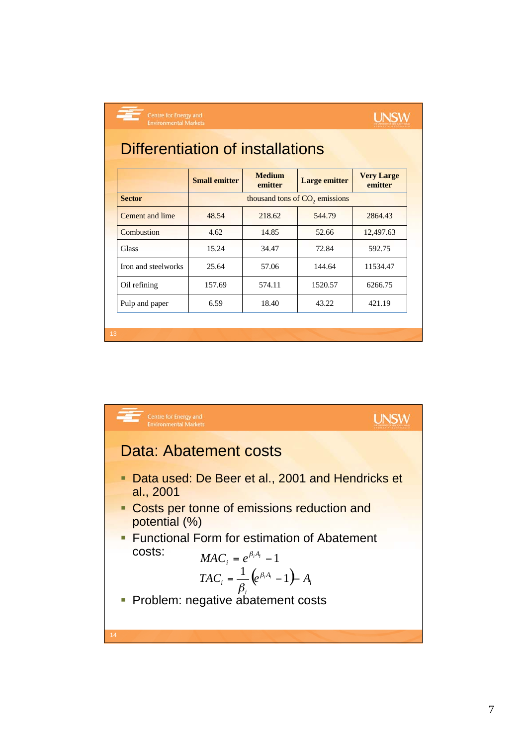## Differentiation of installations

| | Small emitter | Medium emitter | Large emitter | Very Large emitter |
|---|---|---|---|---|
| **Sector** | thousand tons of $CO_2$ emissions | | | |
| Cement and lime | 48.54 | 218.62 | 544.79 | 2864.43 |
| Combustion | 4.62 | 14.85 | 52.66 | 12,497.63 |
| Glass | 15.24 | 34.47 | 72.84 | 592.75 |
| Iron and steelworks | 25.64 | 57.06 | 144.64 | 11534.47 |
| Oil refining | 157.69 | 574.11 | 1520.57 | 6266.75 |
| Pulp and paper | 6.59 | 18.40 | 43.22 | 421.19 |

## Data: Abatement costs

- Data used: De Beer et al., 2001 and Hendricks et al., 2001
- Costs per tonne of emissions reduction and potential (%)
- Functional Form for estimation of Abatement costs:

$$MAC_i = e^{\beta_i A_i} - 1$$

$$TAC_i = \frac{1}{\beta_i}\left(e^{\beta_i A_i} - 1\right) - A_i$$

- Problem: negative abatement costs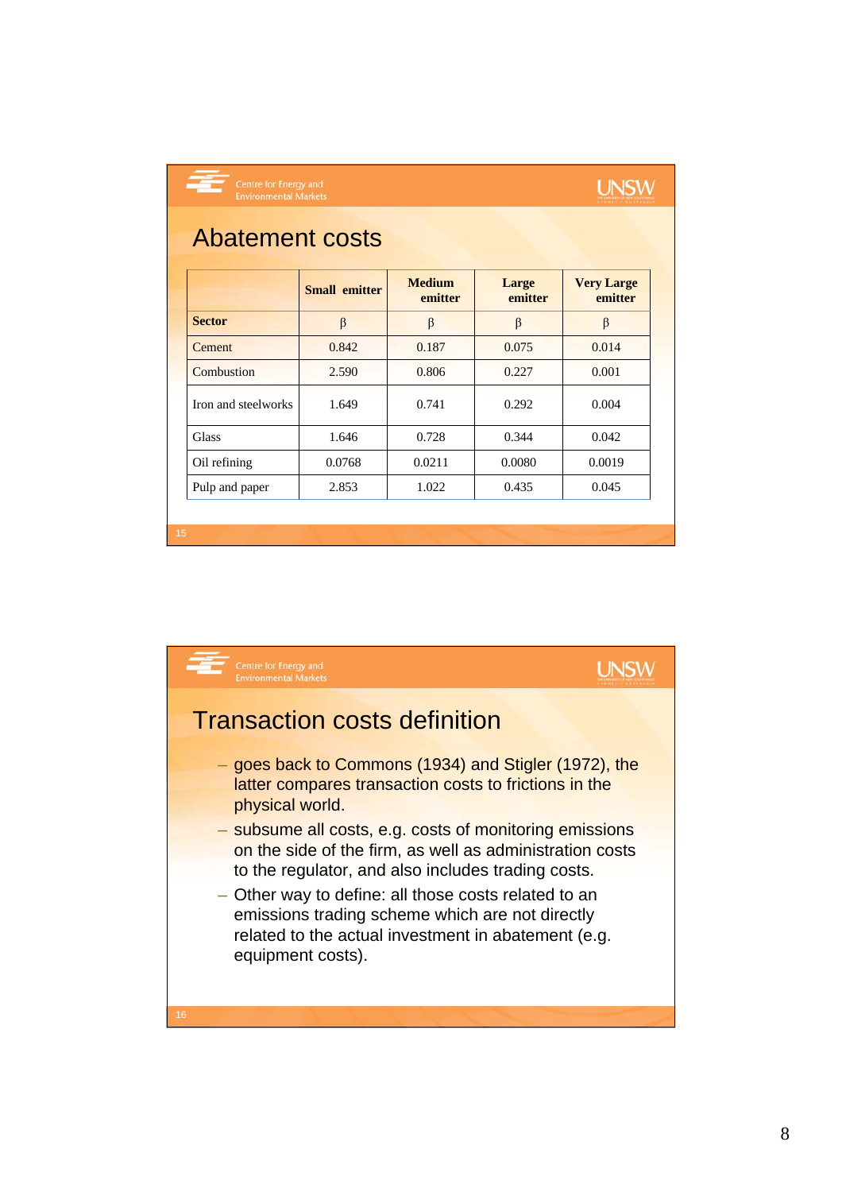## Abatement costs

| | Small emitter | Medium emitter | Large emitter | Very Large emitter |
|---|---|---|---|---|
| **Sector** | β | β | β | β |
| Cement | 0.842 | 0.187 | 0.075 | 0.014 |
| Combustion | 2.590 | 0.806 | 0.227 | 0.001 |
| Iron and steelworks | 1.649 | 0.741 | 0.292 | 0.004 |
| Glass | 1.646 | 0.728 | 0.344 | 0.042 |
| Oil refining | 0.0768 | 0.0211 | 0.0080 | 0.0019 |
| Pulp and paper | 2.853 | 1.022 | 0.435 | 0.045 |

## Transaction costs definition

- goes back to Commons (1934) and Stigler (1972), the latter compares transaction costs to frictions in the physical world.
- subsume all costs, e.g. costs of monitoring emissions on the side of the firm, as well as administration costs to the regulator, and also includes trading costs.
- Other way to define: all those costs related to an emissions trading scheme which are not directly related to the actual investment in abatement (e.g. equipment costs).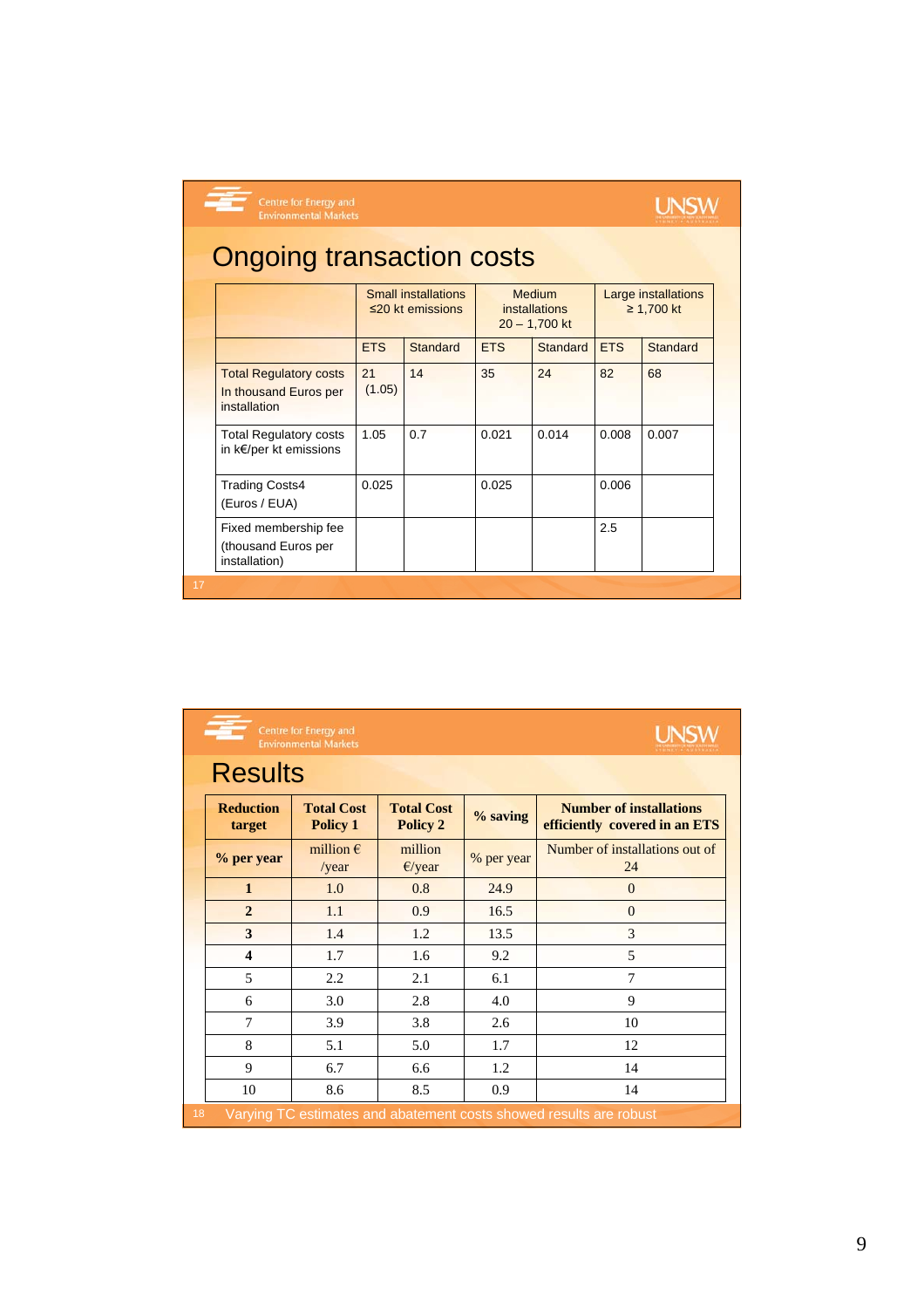# Ongoing transaction costs

| | Small installations ≤20 kt emissions | | Medium installations 20 – 1,700 kt | | Large installations ≥ 1,700 kt | |
|---|---|---|---|---|---|---|
| | ETS | Standard | ETS | Standard | ETS | Standard |
| Total Regulatory costs In thousand Euros per installation | 21 (1.05) | 14 | 35 | 24 | 82 | 68 |
| Total Regulatory costs in k€/per kt emissions | 1.05 | 0.7 | 0.021 | 0.014 | 0.008 | 0.007 |
| Trading Costs4 (Euros / EUA) | 0.025 | | 0.025 | | 0.006 | |
| Fixed membership fee (thousand Euros per installation) | | | | | 2.5 | |

# Results

| **Reduction target** | **Total Cost Policy 1** | **Total Cost Policy 2** | **% saving** | **Number of installations efficiently covered in an ETS** |
|---|---|---|---|---|
| **% per year** | million € /year | million €/year | % per year | Number of installations out of 24 |
| **1** | 1.0 | 0.8 | 24.9 | 0 |
| **2** | 1.1 | 0.9 | 16.5 | 0 |
| **3** | 1.4 | 1.2 | 13.5 | 3 |
| **4** | 1.7 | 1.6 | 9.2 | 5 |
| 5 | 2.2 | 2.1 | 6.1 | 7 |
| 6 | 3.0 | 2.8 | 4.0 | 9 |
| 7 | 3.9 | 3.8 | 2.6 | 10 |
| 8 | 5.1 | 5.0 | 1.7 | 12 |
| 9 | 6.7 | 6.6 | 1.2 | 14 |
| 10 | 8.6 | 8.5 | 0.9 | 14 |

Varying TC estimates and abatement costs showed results are robust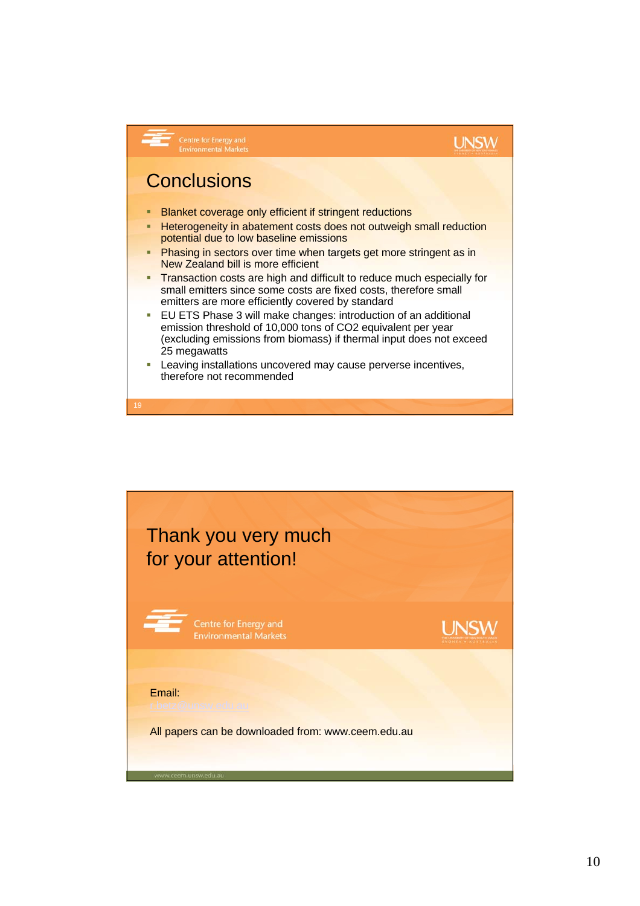## Conclusions

- Blanket coverage only efficient if stringent reductions
- Heterogeneity in abatement costs does not outweigh small reduction potential due to low baseline emissions
- Phasing in sectors over time when targets get more stringent as in New Zealand bill is more efficient
- Transaction costs are high and difficult to reduce much especially for small emitters since some costs are fixed costs, therefore small emitters are more efficiently covered by standard
- EU ETS Phase 3 will make changes: introduction of an additional emission threshold of 10,000 tons of $CO_2$ equivalent per year (excluding emissions from biomass) if thermal input does not exceed 25 megawatts
- Leaving installations uncovered may cause perverse incentives, therefore not recommended

## Thank you very much for your attention!

Centre for Energy and Environmental Markets

UNSW

Email:

All papers can be downloaded from: www.ceem.edu.au

www.ceem.unsw.edu.au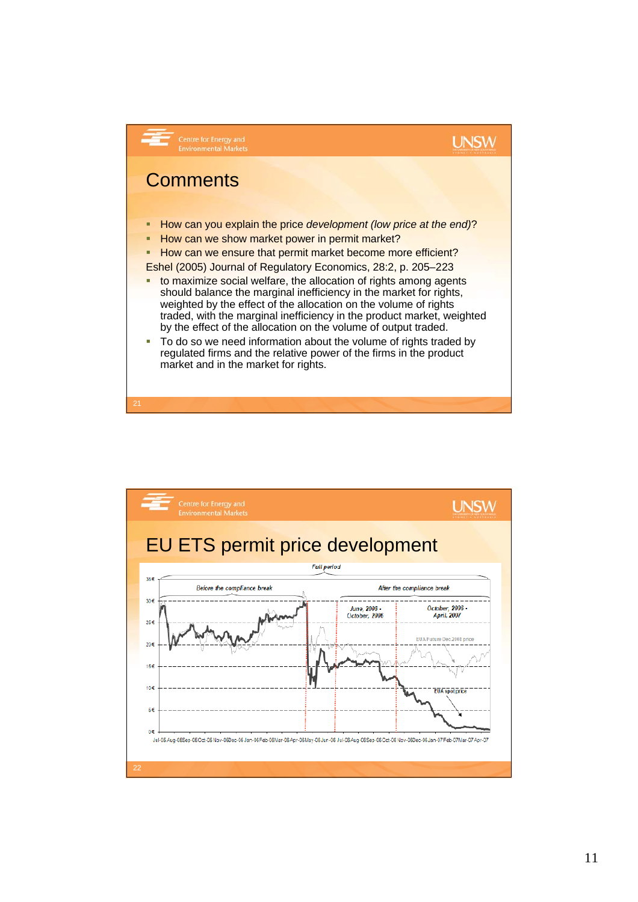# Comments

- How can you explain the price *development (low price at the end)*?
- How can we show market power in permit market?
- How can we ensure that permit market become more efficient?

Eshel (2005) Journal of Regulatory Economics, 28:2, p. 205–223

- to maximize social welfare, the allocation of rights among agents should balance the marginal inefficiency in the market for rights, weighted by the effect of the allocation on the volume of rights traded, with the marginal inefficiency in the product market, weighted by the effect of the allocation on the volume of output traded.
- To do so we need information about the volume of rights traded by regulated firms and the relative power of the firms in the product market and in the market for rights.

# EU ETS permit price development

Full period

Before the compliance break

After the compliance break

June, 2006 - October, 2006

October, 2006 - April, 2007

EUA Future Dec 2008 price

EUA spot price

35€
30€
25€
20€
15€
10€
5€
0€

Jul-05 Aug-05 Sep-05 Oct-05 Nov-05 Dec-05 Jan-06 Feb-06 Mar-06 Apr-06 May-06 Jun-06 Jul-06 Aug-06 Sep-06 Oct-06 Nov-06 Dec-06 Jan-07 Feb-07 Mar-07 Apr-07